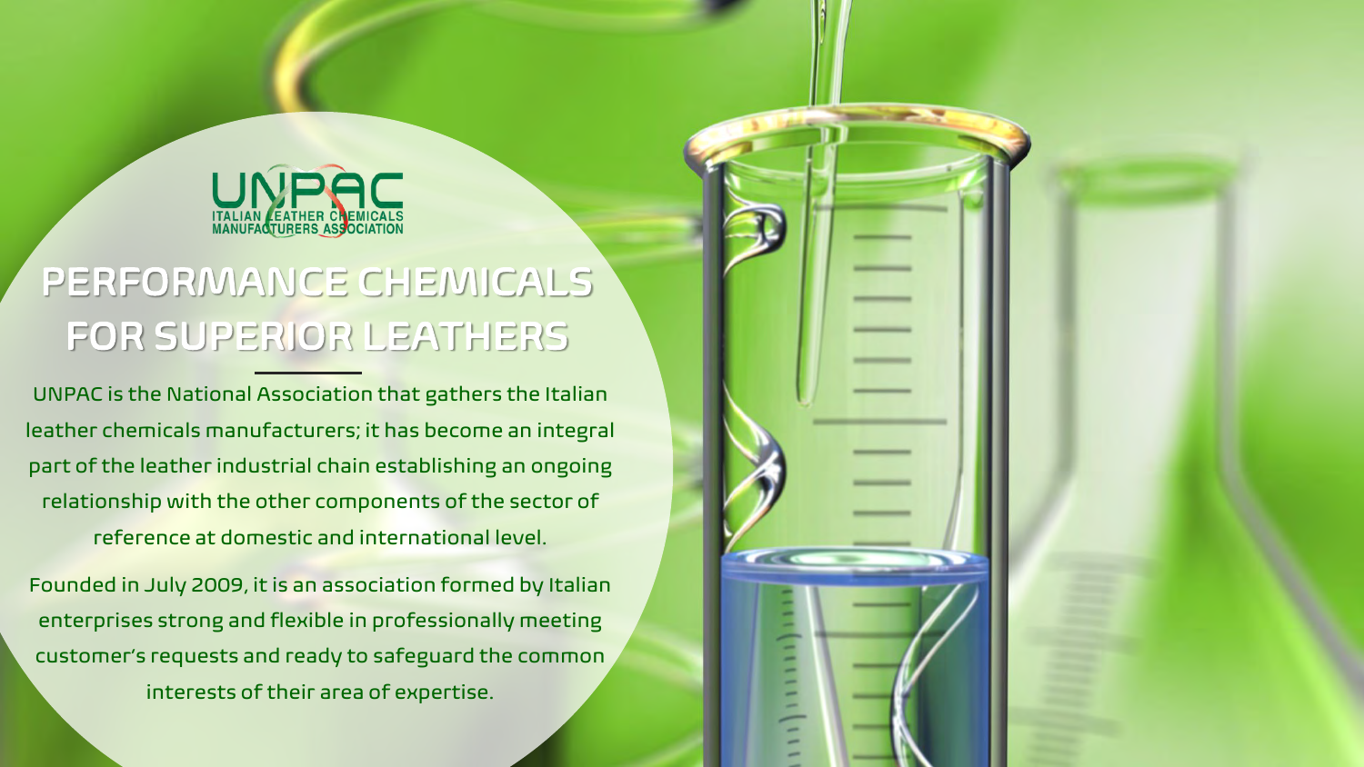UNPAC
ITALIAN LEATHER CHEMICALS MANUFACTURERS ASSOCIATION

# PERFORMANCE CHEMICALS FOR SUPERIOR LEATHERS

UNPAC is the National Association that gathers the Italian leather chemicals manufacturers; it has become an integral part of the leather industrial chain establishing an ongoing relationship with the other components of the sector of reference at domestic and international level.

Founded in July 2009, it is an association formed by Italian enterprises strong and flexible in professionally meeting customer's requests and ready to safeguard the common interests of their area of expertise.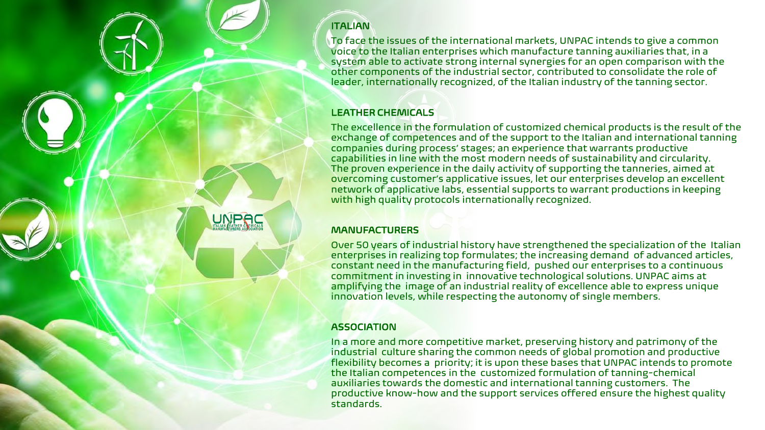## ITALIAN

To face the issues of the international markets, UNPAC intends to give a common voice to the Italian enterprises which manufacture tanning auxiliaries that, in a system able to activate strong internal synergies for an open comparison with the other components of the industrial sector, contributed to consolidate the role of leader, internationally recognized, of the Italian industry of the tanning sector.

## LEATHER CHEMICALS

The excellence in the formulation of customized chemical products is the result of the exchange of competences and of the support to the Italian and international tanning companies during process' stages; an experience that warrants productive capabilities in line with the most modern needs of sustainability and circularity. The proven experience in the daily activity of supporting the tanneries, aimed at overcoming customer's applicative issues, let our enterprises develop an excellent network of applicative labs, essential supports to warrant productions in keeping with high quality protocols internationally recognized.

## MANUFACTURERS

Over 50 years of industrial history have strengthened the specialization of the Italian enterprises in realizing top formulates; the increasing demand of advanced articles, constant need in the manufacturing field, pushed our enterprises to a continuous commitment in investing in innovative technological solutions. UNPAC aims at amplifying the image of an industrial reality of excellence able to express unique innovation levels, while respecting the autonomy of single members.

## ASSOCIATION

In a more and more competitive market, preserving history and patrimony of the industrial culture sharing the common needs of global promotion and productive flexibility becomes a priority; it is upon these bases that UNPAC intends to promote the Italian competences in the customized formulation of tanning-chemical auxiliaries towards the domestic and international tanning customers. The productive know-how and the support services offered ensure the highest quality standards.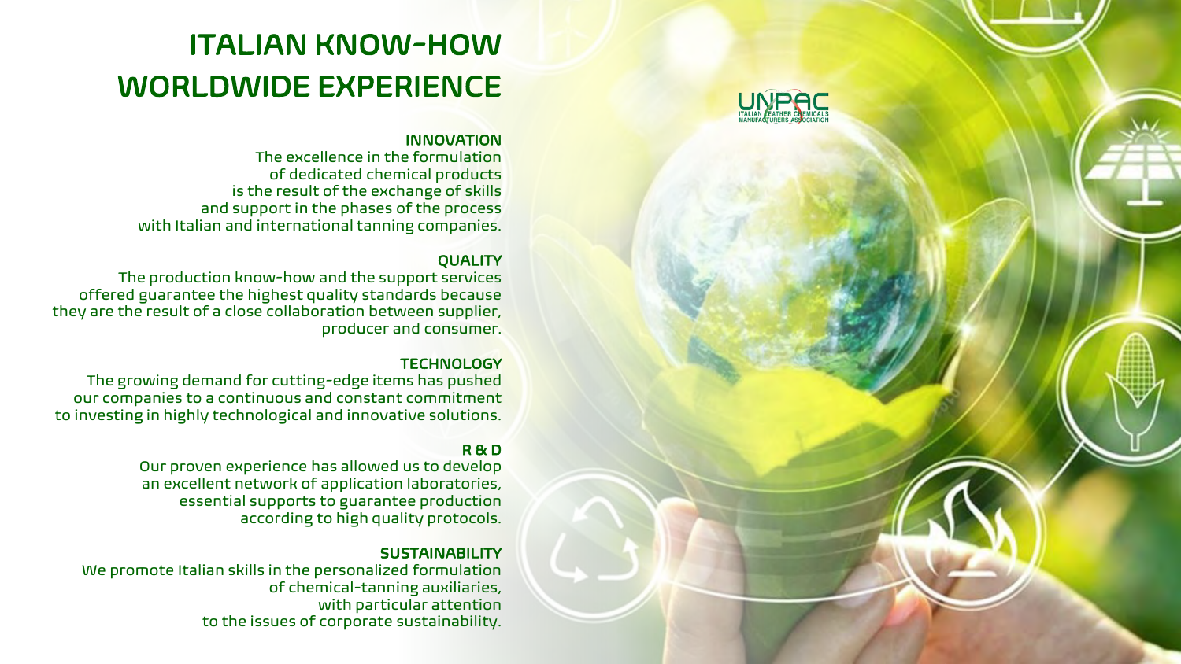# ITALIAN KNOW-HOW WORLDWIDE EXPERIENCE

### INNOVATION

The excellence in the formulation of dedicated chemical products is the result of the exchange of skills and support in the phases of the process with Italian and international tanning companies.

### QUALITY

The production know-how and the support services offered guarantee the highest quality standards because they are the result of a close collaboration between supplier, producer and consumer.

### TECHNOLOGY

The growing demand for cutting-edge items has pushed our companies to a continuous and constant commitment to investing in highly technological and innovative solutions.

### R & D

Our proven experience has allowed us to develop an excellent network of application laboratories, essential supports to guarantee production according to high quality protocols.

### SUSTAINABILITY

We promote Italian skills in the personalized formulation of chemical-tanning auxiliaries, with particular attention to the issues of corporate sustainability.

UNPAC
ITALIAN LEATHER CHEMICALS MANUFACTURERS ASSOCIATION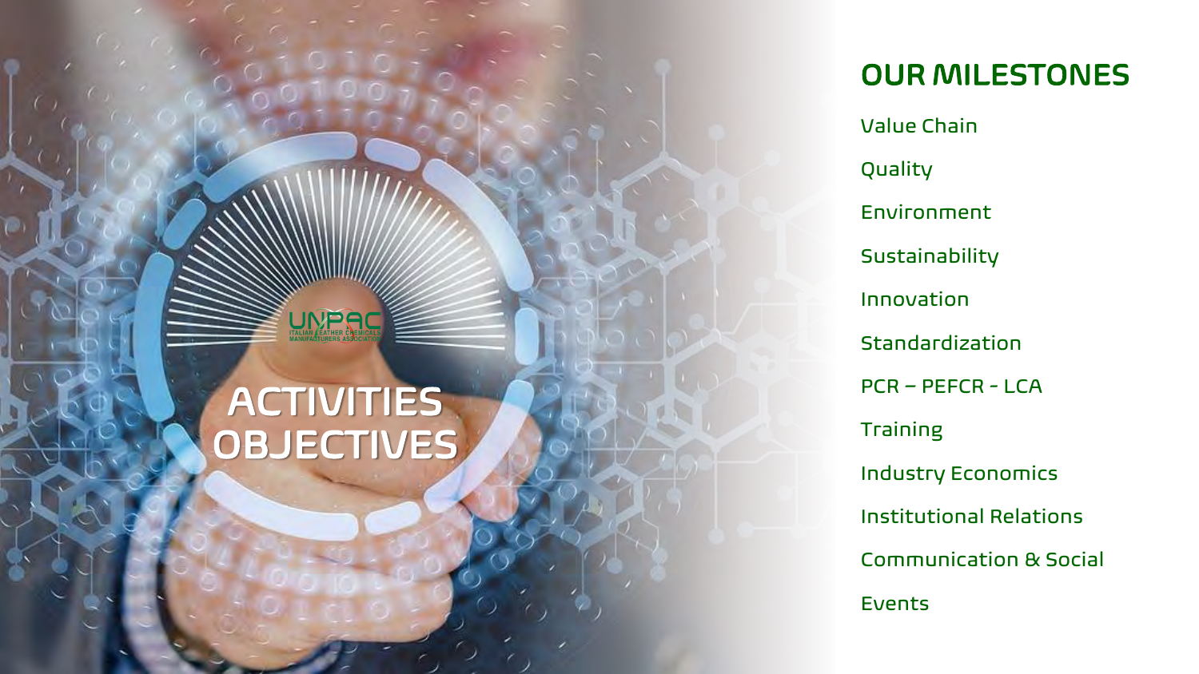UNPAC
ITALIAN LEATHER CHEMICALS MANUFACTURERS ASSOCIATION

# ACTIVITIES OBJECTIVES

## OUR MILESTONES

Value Chain

Quality

Environment

Sustainability

Innovation

Standardization

PCR – PEFCR - LCA

Training

Industry Economics

Institutional Relations

Communication & Social

Events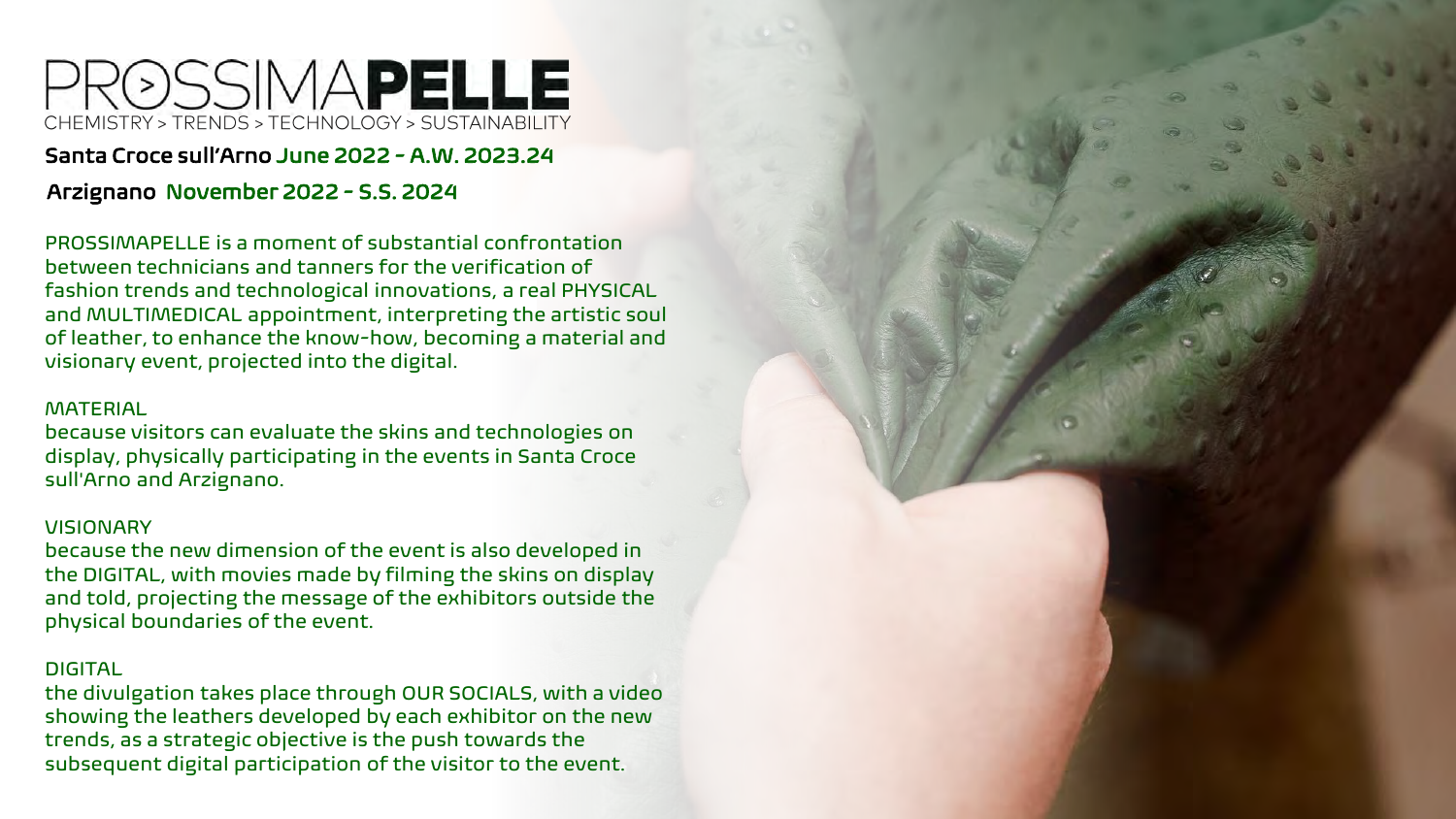# PROSSIMAPELLE

CHEMISTRY > TRENDS > TECHNOLOGY > SUSTAINABILITY

**Santa Croce sull'Arno June 2022 - A.W. 2023.24**

**Arzignano November 2022 - S.S. 2024**

PROSSIMAPELLE is a moment of substantial confrontation between technicians and tanners for the verification of fashion trends and technological innovations, a real PHYSICAL and MULTIMEDICAL appointment, interpreting the artistic soul of leather, to enhance the know-how, becoming a material and visionary event, projected into the digital.

MATERIAL
because visitors can evaluate the skins and technologies on display, physically participating in the events in Santa Croce sull'Arno and Arzignano.

VISIONARY
because the new dimension of the event is also developed in the DIGITAL, with movies made by filming the skins on display and told, projecting the message of the exhibitors outside the physical boundaries of the event.

DIGITAL
the divulgation takes place through OUR SOCIALS, with a video showing the leathers developed by each exhibitor on the new trends, as a strategic objective is the push towards the subsequent digital participation of the visitor to the event.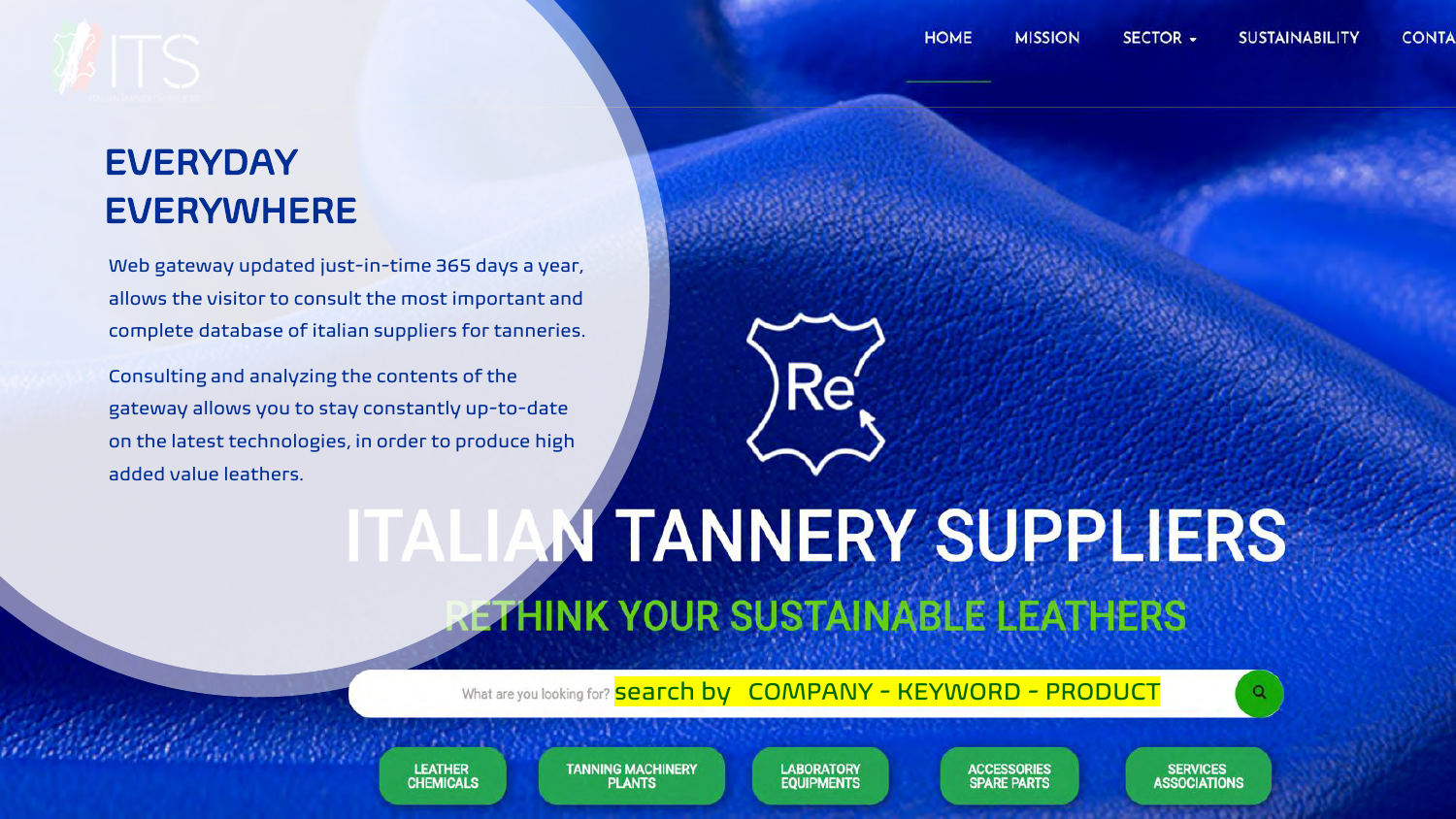HOME MISSION SECTOR SUSTAINABILITY CONTA

# EVERYDAY EVERYWHERE

Web gateway updated just-in-time 365 days a year, allows the visitor to consult the most important and complete database of italian suppliers for tanneries.

Consulting and analyzing the contents of the gateway allows you to stay constantly up-to-date on the latest technologies, in order to produce high added value leathers.

# ITALIAN TANNERY SUPPLIERS

## RETHINK YOUR SUSTAINABLE LEATHERS

What are you looking for? search by COMPANY - KEYWORD - PRODUCT

LEATHER CHEMICALS | TANNING MACHINERY PLANTS | LABORATORY EQUIPMENTS | ACCESSORIES SPARE PARTS | SERVICES ASSOCIATIONS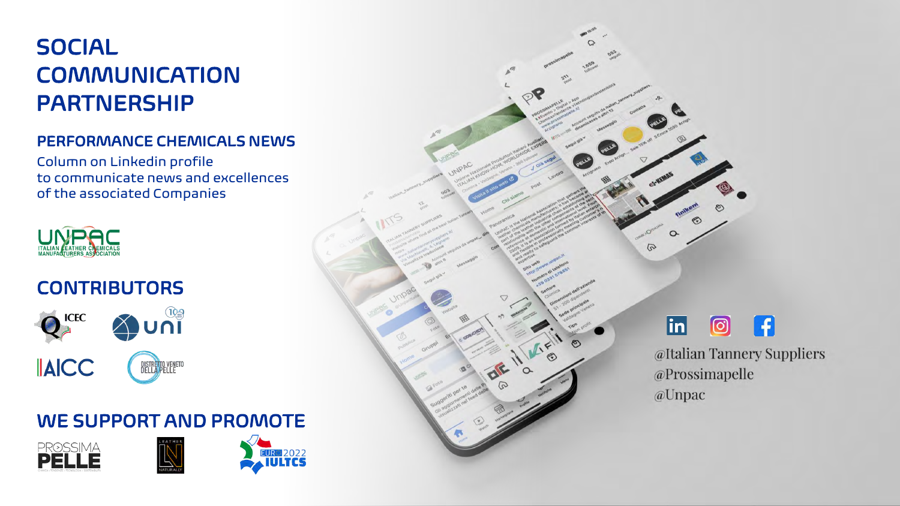# SOCIAL COMMUNICATION PARTNERSHIP

## PERFORMANCE CHEMICALS NEWS

Column on Linkedin profile
to communicate news and excellences
of the associated Companies

UNPAC
ITALIAN LEATHER CHEMICALS MANUFACTURERS ASSOCIATION

## CONTRIBUTORS

ICEC

uni

AICC

DISTRETTO VENETO DELLA PELLE

## WE SUPPORT AND PROMOTE

PROSSIMA PELLE

LEATHER NATURALLY

EURO 2022 IULTCS

@Italian Tannery Suppliers
@Prossimapelle
@Unpac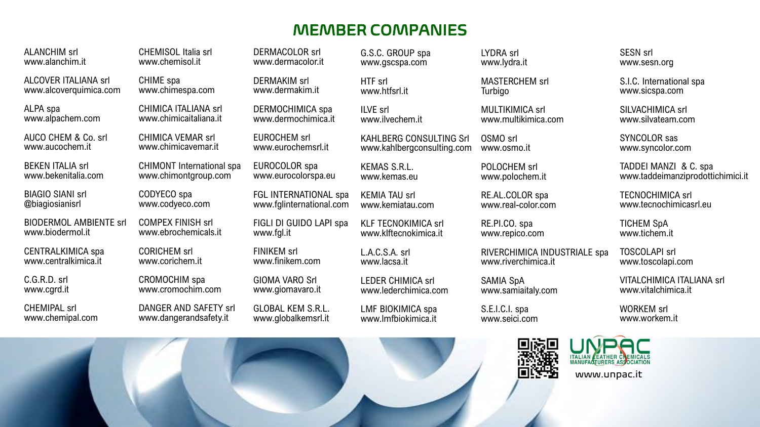# MEMBER COMPANIES

ALANCHIM srl
www.alanchim.it

ALCOVER ITALIANA srl
www.alcoverquimica.com

ALPA spa
www.alpachem.com

AUCO CHEM & Co. srl
www.aucochem.it

BEKEN ITALIA srl
www.bekenitalia.com

BIAGIO SIANI srl
@biagiosianisrl

BIODERMOL AMBIENTE srl
www.biodermol.it

CENTRALKIMICA spa
www.centralkimica.it

C.G.R.D. srl
www.cgrd.it

CHEMIPAL srl
www.chemipal.com

CHEMISOL Italia srl
www.chemisol.it

CHIME spa
www.chimespa.com

CHIMICA ITALIANA srl
www.chimicaitaliana.it

CHIMICA VEMAR srl
www.chimicavemar.it

CHIMONT International spa
www.chimontgroup.com

CODYECO spa
www.codyeco.com

COMPEX FINISH srl
www.ebrochemicals.it

CORICHEM srl
www.corichem.it

CROMOCHIM spa
www.cromochim.com

DANGER AND SAFETY srl
www.dangerandsafety.it

DERMACOLOR srl
www.dermacolor.it

DERMAKIM srl
www.dermakim.it

DERMOCHIMICA spa
www.dermochimica.it

EUROCHEM srl
www.eurochemsrl.it

EUROCOLOR spa
www.eurocolorspa.eu

FGL INTERNATIONAL spa
www.fglinternational.com

FIGLI DI GUIDO LAPI spa
www.fgl.it

FINIKEM srl
www.finikem.com

GIOMA VARO Srl
www.giomavaro.it

GLOBAL KEM S.R.L.
www.globalkemsrl.it

G.S.C. GROUP spa
www.gscspa.com

HTF srl
www.htfsrl.it

ILVE srl
www.ilvechem.it

KAHLBERG CONSULTING Srl
www.kahlbergconsulting.com

KEMAS S.R.L.
www.kemas.eu

KEMIA TAU srl
www.kemiatau.com

KLF TECNOKIMICA srl
www.klftecnokimica.it

L.A.C.S.A. srl
www.lacsa.it

LEDER CHIMICA srl
www.lederchimica.com

LMF BIOKIMICA spa
www.lmfbiokimica.it

LYDRA srl
www.lydra.it

MASTERCHEM srl
Turbigo

MULTIKIMICA srl
www.multikimica.com

OSMO srl
www.osmo.it

POLOCHEM srl
www.polochem.it

RE.AL.COLOR spa
www.real-color.com

RE.PI.CO. spa
www.repico.com

RIVERCHIMICA INDUSTRIALE spa
www.riverchimica.it

SAMIA SpA
www.samiaitaly.com

S.E.I.C.I. spa
www.seici.com

SESN srl
www.sesn.org

S.I.C. International spa
www.sicspa.com

SILVACHIMICA srl
www.silvateam.com

SYNCOLOR sas
www.syncolor.com

TADDEI MANZI & C. spa
www.taddeimanziprodottichimici.it

TECNOCHIMICA srl
www.tecnochimicasrl.eu

TICHEM SpA
www.tichem.it

TOSCOLAPI srl
www.toscolapi.com

VITALCHIMICA ITALIANA srl
www.vitalchimica.it

WORKEM srl
www.workem.it

UNPAC
ITALIAN LEATHER CHEMICALS MANUFACTURERS ASSOCIATION
www.unpac.it